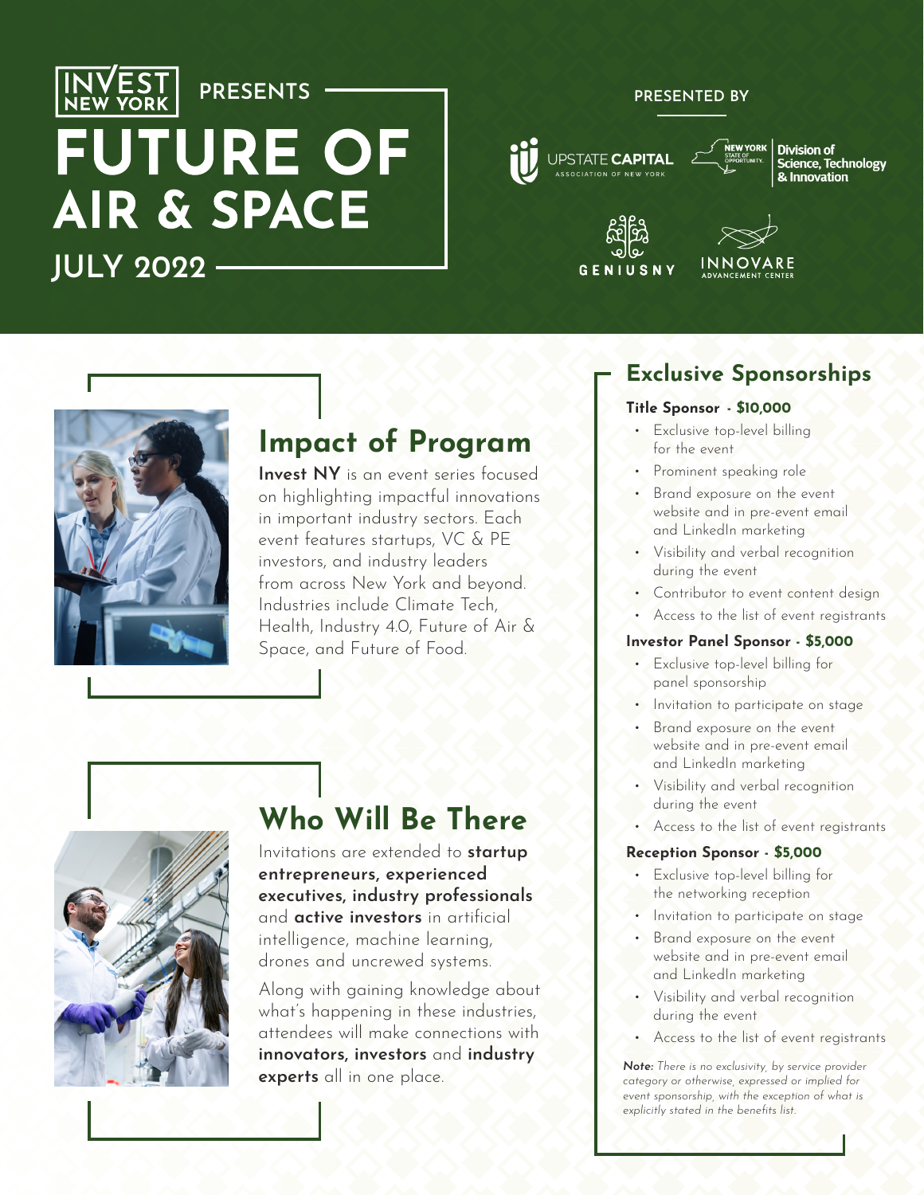INVEST NEW YORK PRESENTS

# FUTURE OF AIR & SPACE

JULY 2022

PRESENTED BY

UPSTATE CAPITAL ASSOCIATION OF NEW YORK

NEW YORK STATE OF OPPORTUNITY. Division of Science, Technology & Innovation

GENIUSNY

INNOVARE ADVANCEMENT CENTER

## Impact of Program

**Invest NY** is an event series focused on highlighting impactful innovations in important industry sectors. Each event features startups, VC & PE investors, and industry leaders from across New York and beyond. Industries include Climate Tech, Health, Industry 4.0, Future of Air & Space, and Future of Food.

## Who Will Be There

Invitations are extended to **startup entrepreneurs, experienced executives, industry professionals** and **active investors** in artificial intelligence, machine learning, drones and uncrewed systems.

Along with gaining knowledge about what's happening in these industries, attendees will make connections with **innovators, investors** and **industry experts** all in one place.

## Exclusive Sponsorships

### Title Sponsor - $10,000

- Exclusive top-level billing for the event
- Prominent speaking role
- Brand exposure on the event website and in pre-event email and LinkedIn marketing
- Visibility and verbal recognition during the event
- Contributor to event content design
- Access to the list of event registrants

### Investor Panel Sponsor - $5,000

- Exclusive top-level billing for panel sponsorship
- Invitation to participate on stage
- Brand exposure on the event website and in pre-event email and LinkedIn marketing
- Visibility and verbal recognition during the event
- Access to the list of event registrants

### Reception Sponsor - $5,000

- Exclusive top-level billing for the networking reception
- Invitation to participate on stage
- Brand exposure on the event website and in pre-event email and LinkedIn marketing
- Visibility and verbal recognition during the event
- Access to the list of event registrants

***Note:*** *There is no exclusivity, by service provider category or otherwise, expressed or implied for event sponsorship, with the exception of what is explicitly stated in the benefits list.*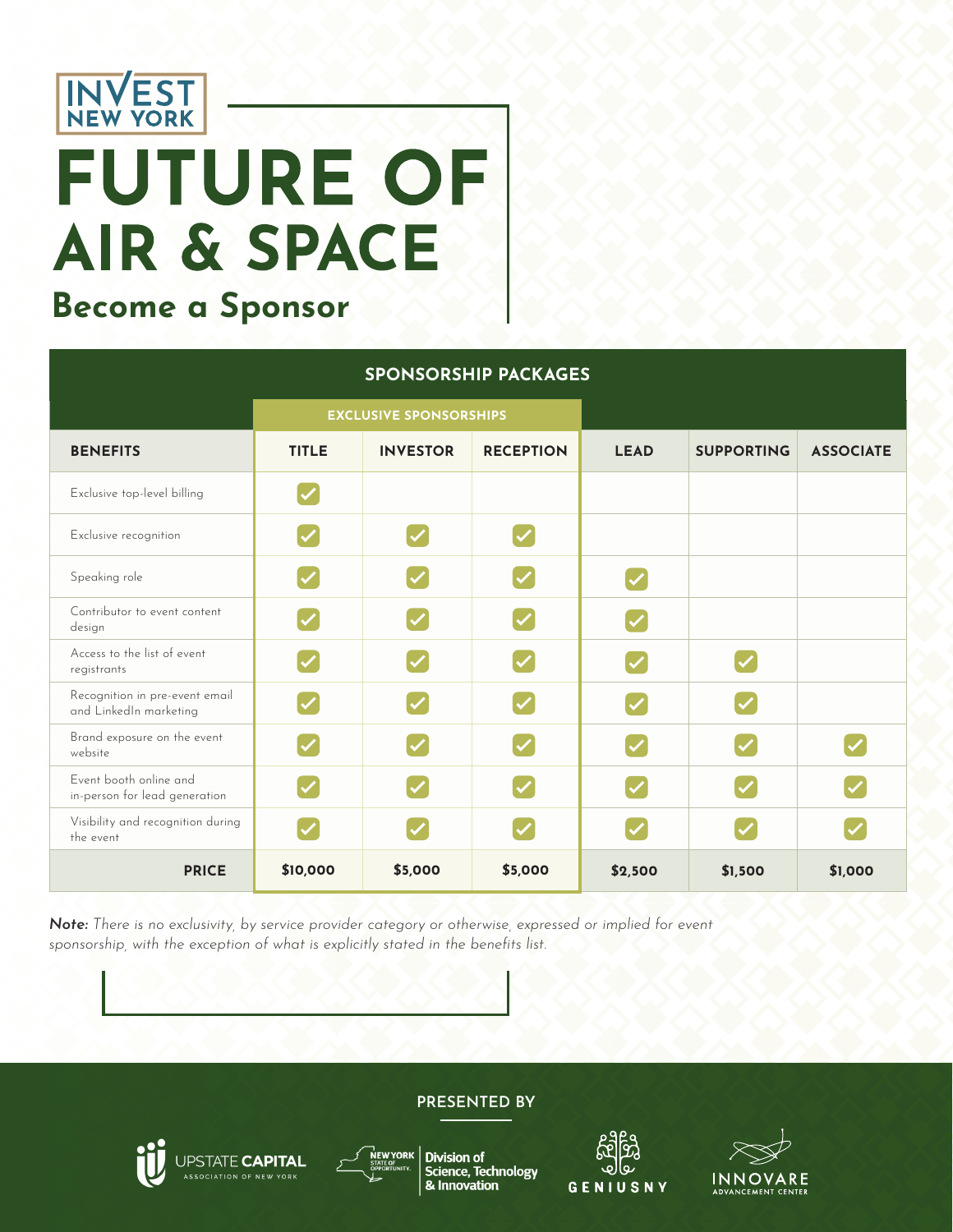INVEST NEW YORK

# FUTURE OF AIR & SPACE

## Become a Sponsor

**SPONSORSHIP PACKAGES**

| BENEFITS | EXCLUSIVE SPONSORSHIPS | | | | | |
|---|---|---|---|---|---|---|
| | TITLE | INVESTOR | RECEPTION | LEAD | SUPPORTING | ASSOCIATE |
| Exclusive top-level billing | ✓ | | | | | |
| Exclusive recognition | ✓ | ✓ | ✓ | | | |
| Speaking role | ✓ | ✓ | ✓ | ✓ | | |
| Contributor to event content design | ✓ | ✓ | ✓ | ✓ | | |
| Access to the list of event registrants | ✓ | ✓ | ✓ | ✓ | ✓ | |
| Recognition in pre-event email and LinkedIn marketing | ✓ | ✓ | ✓ | ✓ | ✓ | |
| Brand exposure on the event website | ✓ | ✓ | ✓ | ✓ | ✓ | ✓ |
| Event booth online and in-person for lead generation | ✓ | ✓ | ✓ | ✓ | ✓ | ✓ |
| Visibility and recognition during the event | ✓ | ✓ | ✓ | ✓ | ✓ | ✓ |
| **PRICE** | **$10,000** | **$5,000** | **$5,000** | **$2,500** | **$1,500** | **$1,000** |

***Note:*** *There is no exclusivity, by service provider category or otherwise, expressed or implied for event sponsorship, with the exception of what is explicitly stated in the benefits list.*

**PRESENTED BY**

UPSTATE CAPITAL ASSOCIATION OF NEW YORK

NEW YORK STATE OF OPPORTUNITY. Division of Science, Technology & Innovation

GENIUSNY

INNOVARE ADVANCEMENT CENTER